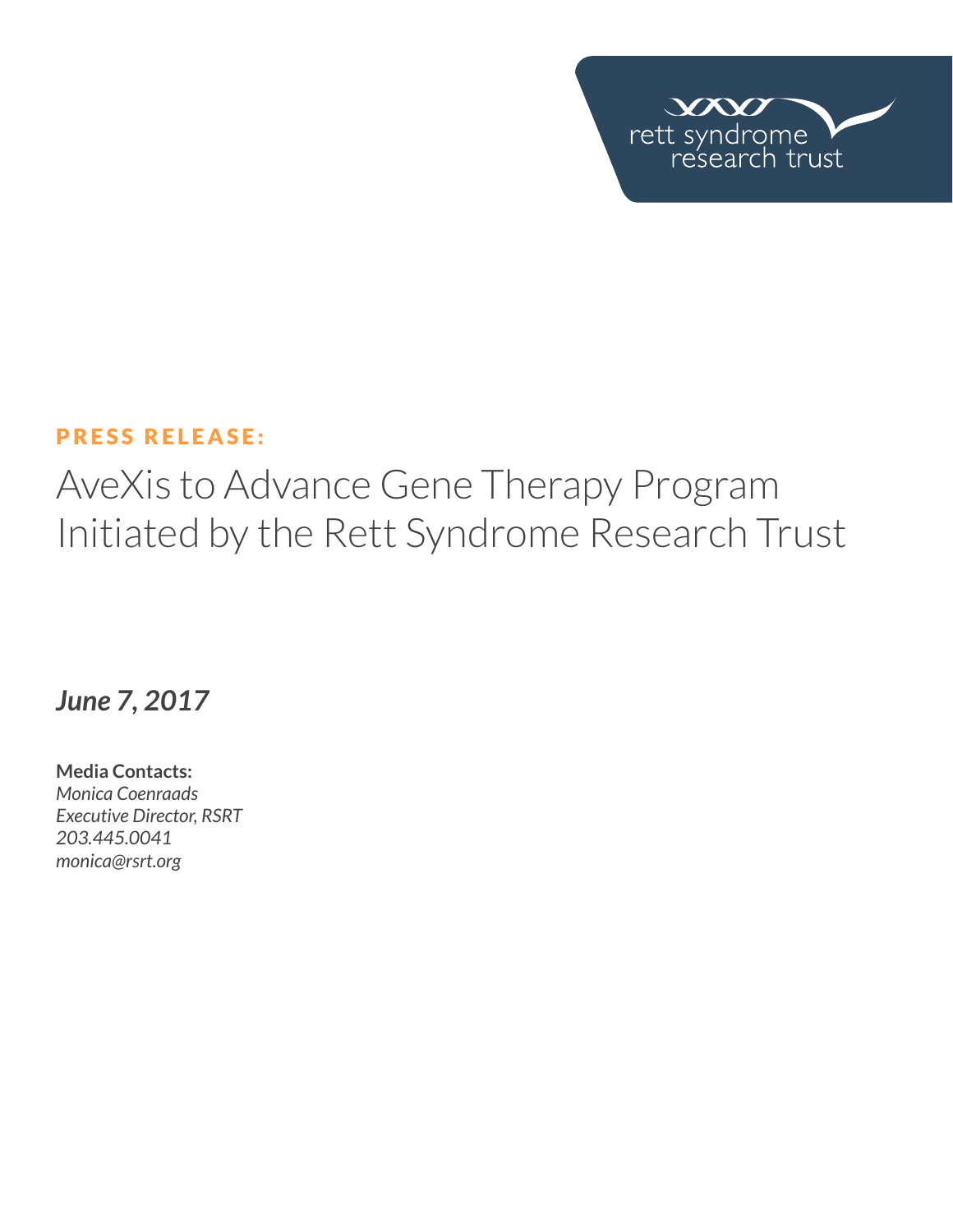rett syndrome research trust

**PRESS RELEASE:**

# AveXis to Advance Gene Therapy Program Initiated by the Rett Syndrome Research Trust

***June 7, 2017***

**Media Contacts:**
*Monica Coenraads*
*Executive Director, RSRT*
*203.445.0041*
*monica@rsrt.org*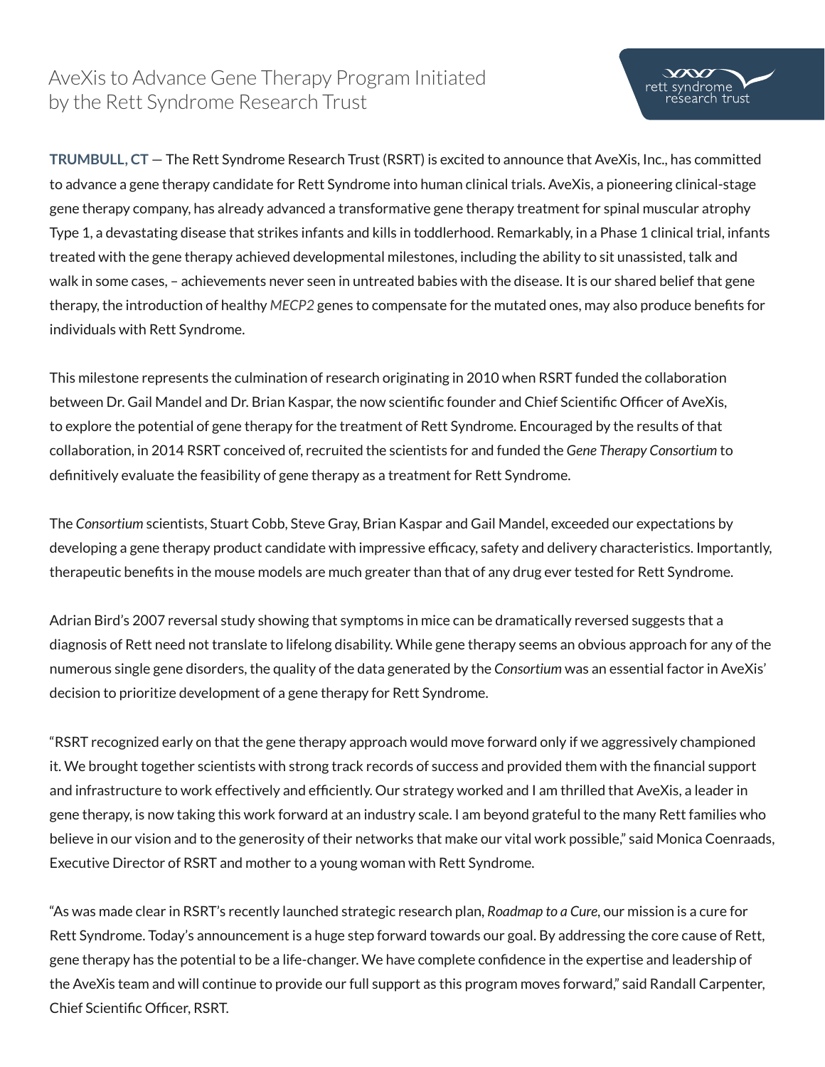# AveXis to Advance Gene Therapy Program Initiated by the Rett Syndrome Research Trust

**TRUMBULL, CT** — The Rett Syndrome Research Trust (RSRT) is excited to announce that AveXis, Inc., has committed to advance a gene therapy candidate for Rett Syndrome into human clinical trials. AveXis, a pioneering clinical-stage gene therapy company, has already advanced a transformative gene therapy treatment for spinal muscular atrophy Type 1, a devastating disease that strikes infants and kills in toddlerhood. Remarkably, in a Phase 1 clinical trial, infants treated with the gene therapy achieved developmental milestones, including the ability to sit unassisted, talk and walk in some cases, – achievements never seen in untreated babies with the disease. It is our shared belief that gene therapy, the introduction of healthy *MECP2* genes to compensate for the mutated ones, may also produce benefits for individuals with Rett Syndrome.

This milestone represents the culmination of research originating in 2010 when RSRT funded the collaboration between Dr. Gail Mandel and Dr. Brian Kaspar, the now scientific founder and Chief Scientific Officer of AveXis, to explore the potential of gene therapy for the treatment of Rett Syndrome. Encouraged by the results of that collaboration, in 2014 RSRT conceived of, recruited the scientists for and funded the *Gene Therapy Consortium* to definitively evaluate the feasibility of gene therapy as a treatment for Rett Syndrome.

The *Consortium* scientists, Stuart Cobb, Steve Gray, Brian Kaspar and Gail Mandel, exceeded our expectations by developing a gene therapy product candidate with impressive efficacy, safety and delivery characteristics. Importantly, therapeutic benefits in the mouse models are much greater than that of any drug ever tested for Rett Syndrome.

Adrian Bird's 2007 reversal study showing that symptoms in mice can be dramatically reversed suggests that a diagnosis of Rett need not translate to lifelong disability. While gene therapy seems an obvious approach for any of the numerous single gene disorders, the quality of the data generated by the *Consortium* was an essential factor in AveXis' decision to prioritize development of a gene therapy for Rett Syndrome.

"RSRT recognized early on that the gene therapy approach would move forward only if we aggressively championed it. We brought together scientists with strong track records of success and provided them with the financial support and infrastructure to work effectively and efficiently. Our strategy worked and I am thrilled that AveXis, a leader in gene therapy, is now taking this work forward at an industry scale. I am beyond grateful to the many Rett families who believe in our vision and to the generosity of their networks that make our vital work possible," said Monica Coenraads, Executive Director of RSRT and mother to a young woman with Rett Syndrome.

"As was made clear in RSRT's recently launched strategic research plan, *Roadmap to a Cure*, our mission is a cure for Rett Syndrome. Today's announcement is a huge step forward towards our goal. By addressing the core cause of Rett, gene therapy has the potential to be a life-changer. We have complete confidence in the expertise and leadership of the AveXis team and will continue to provide our full support as this program moves forward," said Randall Carpenter, Chief Scientific Officer, RSRT.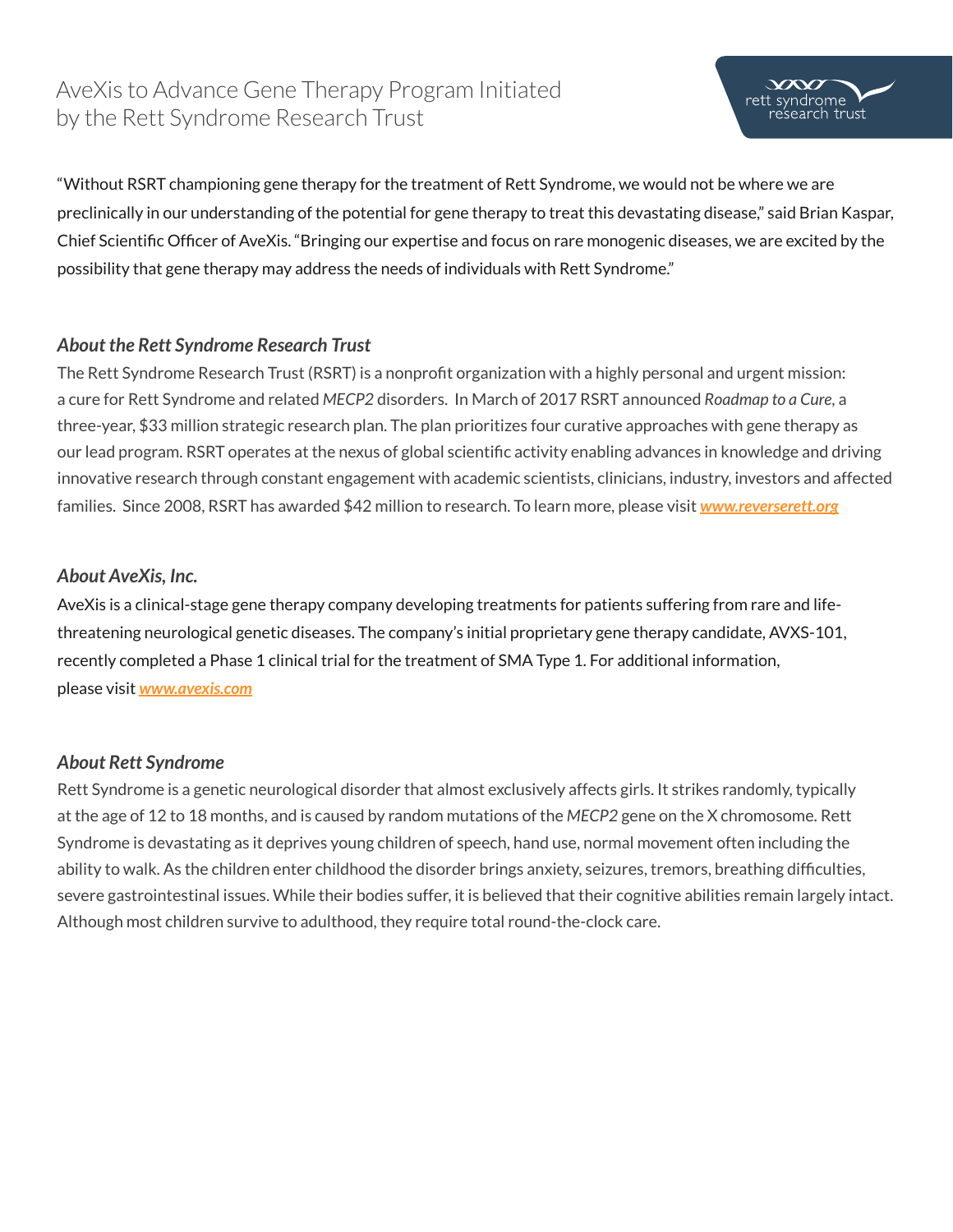# AveXis to Advance Gene Therapy Program Initiated by the Rett Syndrome Research Trust

"Without RSRT championing gene therapy for the treatment of Rett Syndrome, we would not be where we are preclinically in our understanding of the potential for gene therapy to treat this devastating disease," said Brian Kaspar, Chief Scientific Officer of AveXis. "Bringing our expertise and focus on rare monogenic diseases, we are excited by the possibility that gene therapy may address the needs of individuals with Rett Syndrome."

### *About the Rett Syndrome Research Trust*

The Rett Syndrome Research Trust (RSRT) is a nonprofit organization with a highly personal and urgent mission: a cure for Rett Syndrome and related *MECP2* disorders. In March of 2017 RSRT announced *Roadmap to a Cure*, a three-year, $33 million strategic research plan. The plan prioritizes four curative approaches with gene therapy as our lead program. RSRT operates at the nexus of global scientific activity enabling advances in knowledge and driving innovative research through constant engagement with academic scientists, clinicians, industry, investors and affected families. Since 2008, RSRT has awarded $42 million to research. To learn more, please visit ***www.reverserett.org***

### *About AveXis, Inc.*

AveXis is a clinical-stage gene therapy company developing treatments for patients suffering from rare and life-threatening neurological genetic diseases. The company's initial proprietary gene therapy candidate, AVXS-101, recently completed a Phase 1 clinical trial for the treatment of SMA Type 1. For additional information, please visit ***www.avexis.com***

### *About Rett Syndrome*

Rett Syndrome is a genetic neurological disorder that almost exclusively affects girls. It strikes randomly, typically at the age of 12 to 18 months, and is caused by random mutations of the *MECP2* gene on the X chromosome. Rett Syndrome is devastating as it deprives young children of speech, hand use, normal movement often including the ability to walk. As the children enter childhood the disorder brings anxiety, seizures, tremors, breathing difficulties, severe gastrointestinal issues. While their bodies suffer, it is believed that their cognitive abilities remain largely intact. Although most children survive to adulthood, they require total round-the-clock care.